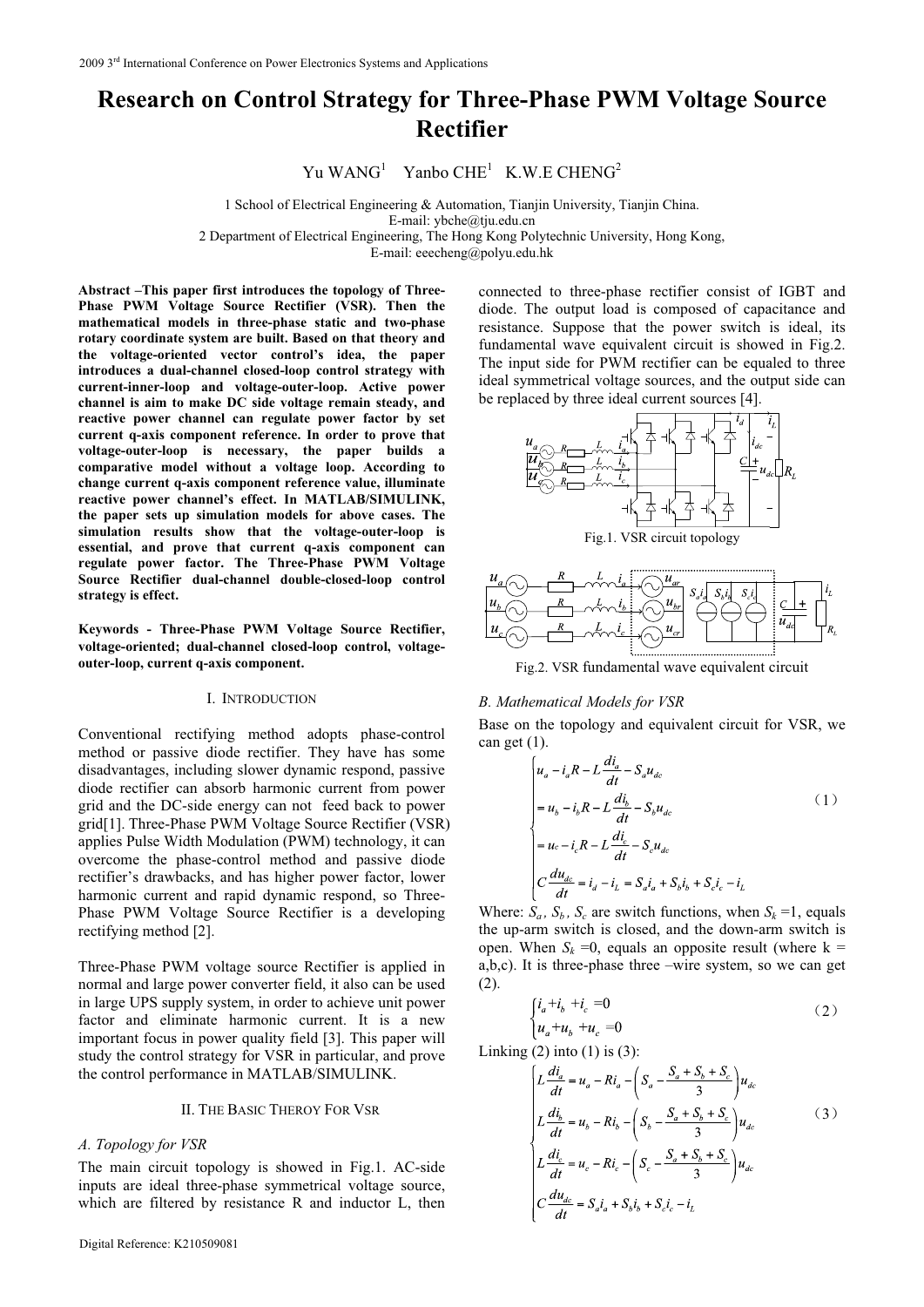# Research on Control Strategy for Three-Phase PWM Voltage Source Rectifier

Yu WANG[1] Yanbo CHE[1] K.W.E CHENG[2]

1 School of Electrical Engineering & Automation, Tianjin University, Tianjin China.
E-mail: ybche@tju.edu.cn
2 Department of Electrical Engineering, The Hong Kong Polytechnic University, Hong Kong,
E-mail: eeecheng@polyu.edu.hk

**Abstract –This paper first introduces the topology of Three-Phase PWM Voltage Source Rectifier (VSR). Then the mathematical models in three-phase static and two-phase rotary coordinate system are built. Based on that theory and the voltage-oriented vector control's idea, the paper introduces a dual-channel closed-loop control strategy with current-inner-loop and voltage-outer-loop. Active power channel is aim to make DC side voltage remain steady, and reactive power channel can regulate power factor by set current q-axis component reference. In order to prove that voltage-outer-loop is necessary, the paper builds a comparative model without a voltage loop. According to change current q-axis component reference value, illuminate reactive power channel's effect. In MATLAB/SIMULINK, the paper sets up simulation models for above cases. The simulation results show that the voltage-outer-loop is essential, and prove that current q-axis component can regulate power factor. The Three-Phase PWM Voltage Source Rectifier dual-channel double-closed-loop control strategy is effect.**

**Keywords - Three-Phase PWM Voltage Source Rectifier, voltage-oriented; dual-channel closed-loop control, voltage-outer-loop, current q-axis component.**

## I. INTRODUCTION

Conventional rectifying method adopts phase-control method or passive diode rectifier. They have has some disadvantages, including slower dynamic respond, passive diode rectifier can absorb harmonic current from power grid and the DC-side energy can not feed back to power grid[1]. Three-Phase PWM Voltage Source Rectifier (VSR) applies Pulse Width Modulation (PWM) technology, it can overcome the phase-control method and passive diode rectifier's drawbacks, and has higher power factor, lower harmonic current and rapid dynamic respond, so Three-Phase PWM Voltage Source Rectifier is a developing rectifying method [2].

Three-Phase PWM voltage source Rectifier is applied in normal and large power converter field, it also can be used in large UPS supply system, in order to achieve unit power factor and eliminate harmonic current. It is a new important focus in power quality field [3]. This paper will study the control strategy for VSR in particular, and prove the control performance in MATLAB/SIMULINK.

## II. THE BASIC THEROY FOR VSR

### A. Topology for VSR

The main circuit topology is showed in Fig.1. AC-side inputs are ideal three-phase symmetrical voltage source, which are filtered by resistance R and inductor L, then connected to three-phase rectifier consist of IGBT and diode. The output load is composed of capacitance and resistance. Suppose that the power switch is ideal, its fundamental wave equivalent circuit is showed in Fig.2. The input side for PWM rectifier can be equaled to three ideal symmetrical voltage sources, and the output side can be replaced by three ideal current sources [4].

Fig.1. VSR circuit topology

Fig.2. VSR fundamental wave equivalent circuit

### B. Mathematical Models for VSR

Base on the topology and equivalent circuit for VSR, we can get (1).

$$\begin{cases} u_a - i_a R - L\dfrac{di_a}{dt} - S_a u_{dc} \\ = u_b - i_b R - L\dfrac{di_b}{dt} - S_b u_{dc} \\ = u_c - i_c R - L\dfrac{di_c}{dt} - S_c u_{dc} \\ C\dfrac{du_{dc}}{dt} = i_d - i_L = S_a i_a + S_b i_b + S_c i_c - i_L \end{cases} \tag{1}$$

Where: $S_a$, $S_b$, $S_c$ are switch functions, when $S_k$ =1, equals the up-arm switch is closed, and the down-arm switch is open. When $S_k$ =0, equals an opposite result (where k = a,b,c). It is three-phase three –wire system, so we can get (2).

$$\begin{cases} i_a + i_b + i_c = 0 \\ u_a + u_b + u_c = 0 \end{cases} \tag{2}$$

Linking (2) into (1) is (3):

$$\begin{cases} L\dfrac{di_a}{dt} = u_a - Ri_a - \left(S_a - \dfrac{S_a + S_b + S_c}{3}\right)u_{dc} \\ L\dfrac{di_b}{dt} = u_b - Ri_b - \left(S_b - \dfrac{S_a + S_b + S_c}{3}\right)u_{dc} \\ L\dfrac{di_c}{dt} = u_c - Ri_c - \left(S_c - \dfrac{S_a + S_b + S_c}{3}\right)u_{dc} \\ C\dfrac{du_{dc}}{dt} = S_a i_a + S_b i_b + S_c i_c - i_L \end{cases} \tag{3}$$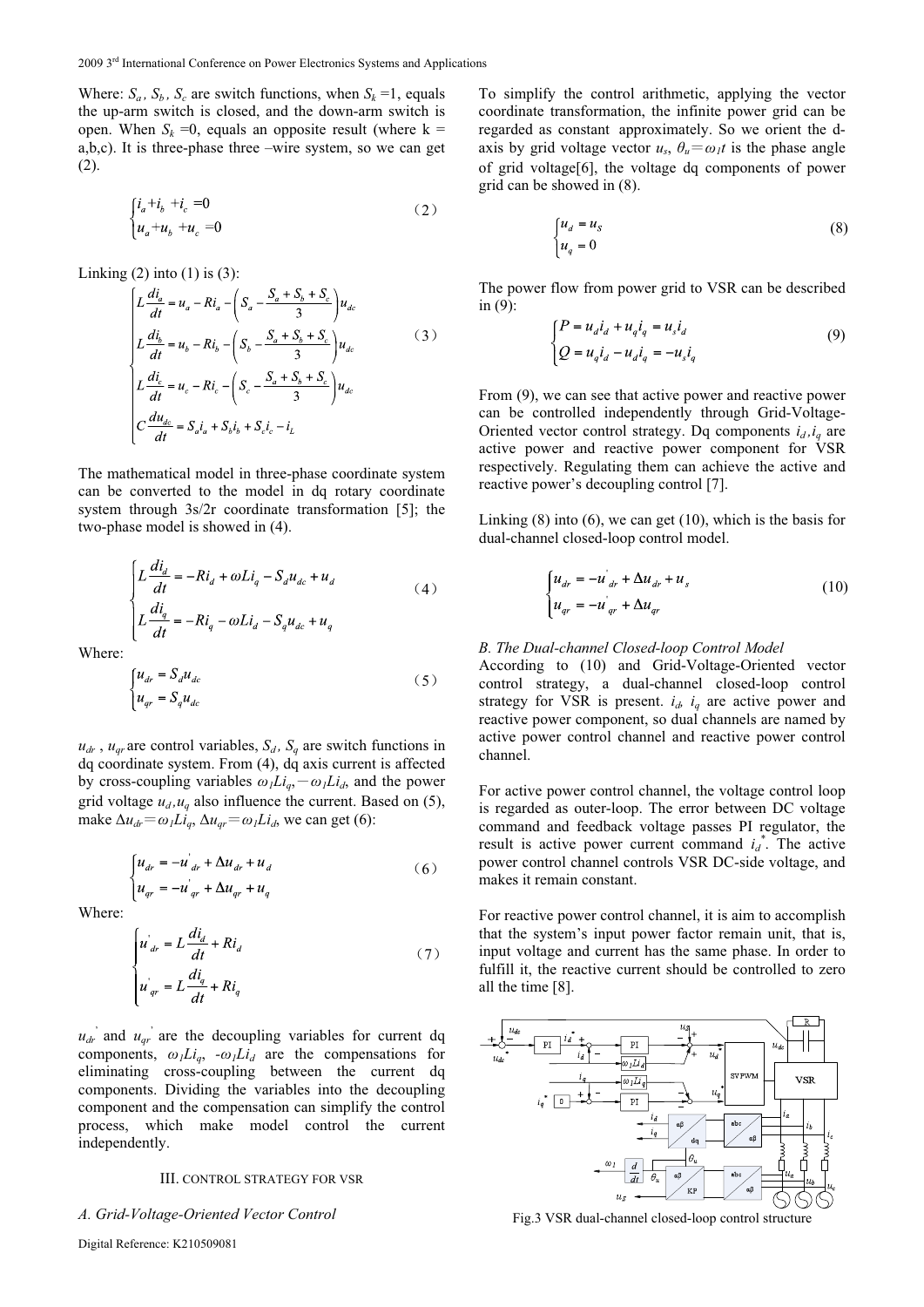Where: $S_a$, $S_b$, $S_c$ are switch functions, when $S_k$ =1, equals the up-arm switch is closed, and the down-arm switch is open. When $S_k$ =0, equals an opposite result (where k = a,b,c). It is three-phase three –wire system, so we can get (2).

$$\begin{cases} i_a + i_b + i_c = 0 \\ u_a + u_b + u_c = 0 \end{cases} \quad (2)$$

Linking (2) into (1) is (3):

$$\begin{cases} L\dfrac{di_a}{dt} = u_a - Ri_a - \left(S_a - \dfrac{S_a + S_b + S_c}{3}\right)u_{dc} \\ L\dfrac{di_b}{dt} = u_b - Ri_b - \left(S_b - \dfrac{S_a + S_b + S_c}{3}\right)u_{dc} \\ L\dfrac{di_c}{dt} = u_c - Ri_c - \left(S_c - \dfrac{S_a + S_b + S_c}{3}\right)u_{dc} \\ C\dfrac{du_{dc}}{dt} = S_a i_a + S_b i_b + S_c i_c - i_L \end{cases} \quad (3)$$

The mathematical model in three-phase coordinate system can be converted to the model in dq rotary coordinate system through 3s/2r coordinate transformation [5]; the two-phase model is showed in (4).

$$\begin{cases} L\dfrac{di_d}{dt} = -Ri_d + \omega L i_q - S_d u_{dc} + u_d \\ L\dfrac{di_q}{dt} = -Ri_q - \omega L i_d - S_q u_{dc} + u_q \end{cases} \quad (4)$$

Where:

$$\begin{cases} u_{dr} = S_d u_{dc} \\ u_{qr} = S_q u_{dc} \end{cases} \quad (5)$$

$u_{dr}$, $u_{qr}$ are control variables, $S_d$, $S_q$ are switch functions in dq coordinate system. From (4), dq axis current is affected by cross-coupling variables $\omega_1 L i_q$, $-\omega_1 L i_d$, and the power grid voltage $u_d$, $u_q$ also influence the current. Based on (5), make $\Delta u_{dr} = \omega_1 L i_q$, $\Delta u_{qr} = \omega_1 L i_d$, we can get (6):

$$\begin{cases} u_{dr} = -u'_{dr} + \Delta u_{dr} + u_d \\ u_{qr} = -u'_{qr} + \Delta u_{qr} + u_q \end{cases} \quad (6)$$

Where:

$$\begin{cases} u'_{dr} = L\dfrac{di_d}{dt} + Ri_d \\ u'_{qr} = L\dfrac{di_q}{dt} + Ri_q \end{cases} \quad (7)$$

$u_{dr}'$ and $u_{qr}'$ are the decoupling variables for current dq components, $\omega_1 L i_q$, $-\omega_1 L i_d$ are the compensations for eliminating cross-coupling between the current dq components. Dividing the variables into the decoupling component and the compensation can simplify the control process, which make model control the current independently.

## III. CONTROL STRATEGY FOR VSR

### *A. Grid-Voltage-Oriented Vector Control*

To simplify the control arithmetic, applying the vector coordinate transformation, the infinite power grid can be regarded as constant approximately. So we orient the d-axis by grid voltage vector $u_s$, $\theta_u = \omega_1 t$ is the phase angle of grid voltage[6], the voltage dq components of power grid can be showed in (8).

$$\begin{cases} u_d = u_S \\ u_q = 0 \end{cases} \quad (8)$$

The power flow from power grid to VSR can be described in (9):

$$\begin{cases} P = u_d i_d + u_q i_q = u_s i_d \\ Q = u_q i_d - u_d i_q = -u_s i_q \end{cases} \quad (9)$$

From (9), we can see that active power and reactive power can be controlled independently through Grid-Voltage-Oriented vector control strategy. Dq components $i_d$, $i_q$ are active power and reactive power component for VSR respectively. Regulating them can achieve the active and reactive power's decoupling control [7].

Linking (8) into (6), we can get (10), which is the basis for dual-channel closed-loop control model.

$$\begin{cases} u_{dr} = -u'_{dr} + \Delta u_{dr} + u_s \\ u_{qr} = -u'_{qr} + \Delta u_{qr} \end{cases} \quad (10)$$

### *B. The Dual-channel Closed-loop Control Model*

According to (10) and Grid-Voltage-Oriented vector control strategy, a dual-channel closed-loop control strategy for VSR is present. $i_d$, $i_q$ are active power and reactive power component, so dual channels are named by active power control channel and reactive power control channel.

For active power control channel, the voltage control loop is regarded as outer-loop. The error between DC voltage command and feedback voltage passes PI regulator, the result is active power current command $i_d^*$. The active power control channel controls VSR DC-side voltage, and makes it remain constant.

For reactive power control channel, it is aim to accomplish that the system's input power factor remain unit, that is, input voltage and current has the same phase. In order to fulfill it, the reactive current should be controlled to zero all the time [8].

Fig.3 VSR dual-channel closed-loop control structure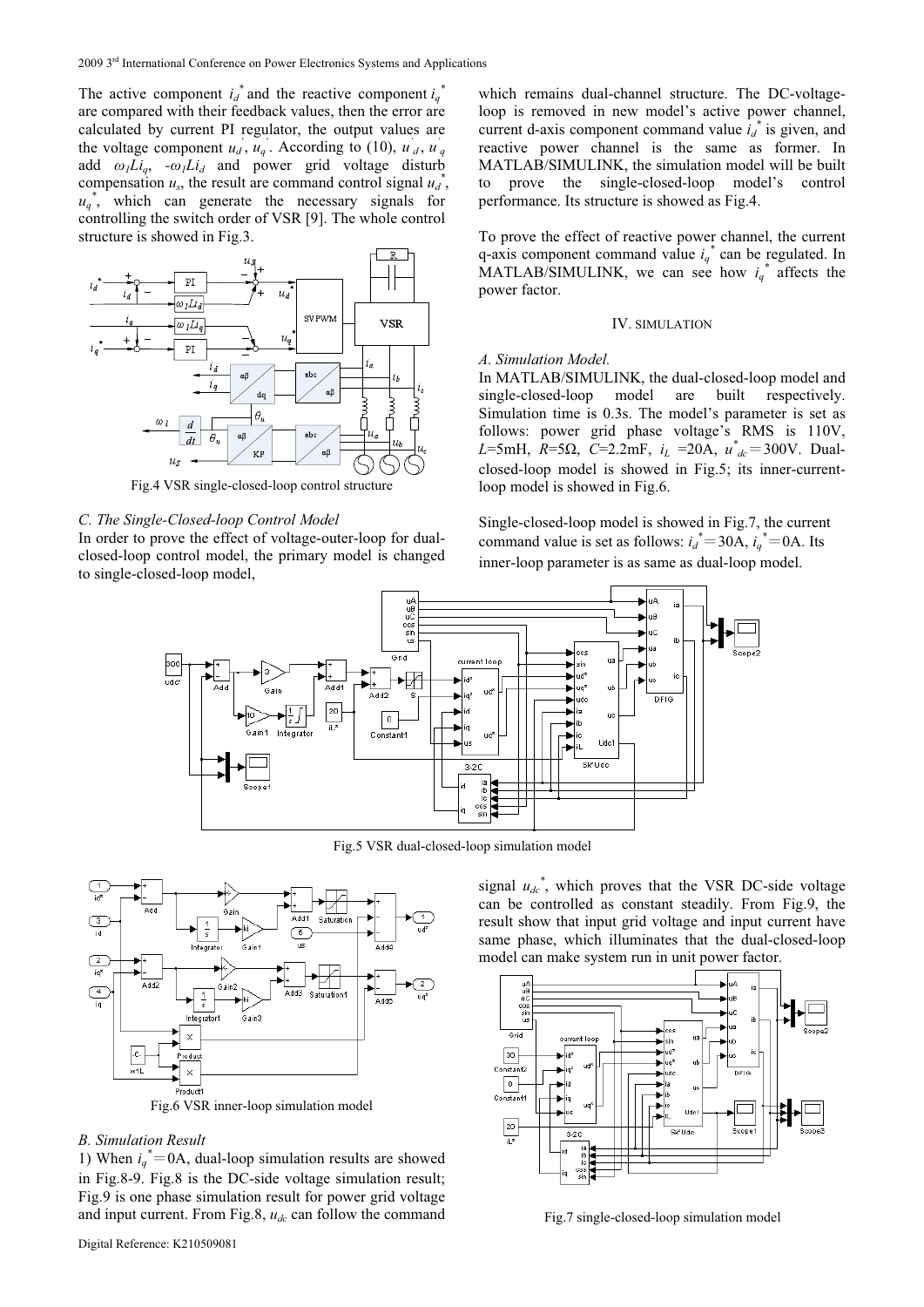The active component $i_d^*$ and the reactive component $i_q^*$ are compared with their feedback values, then the error are calculated by current PI regulator, the output values are the voltage component $u_d^{'}$, $u_q^{'}$. According to (10), $u_d^{'}$, $u_q^{'}$ add $\omega_1 Li_q$, $-\omega_1 Li_d$ and power grid voltage disturb compensation $u_s$, the result are command control signal $u_d^*$, $u_q^*$, which can generate the necessary signals for controlling the switch order of VSR [9]. The whole control structure is showed in Fig.3.

Fig.4 VSR single-closed-loop control structure

### C. The Single-Closed-loop Control Model

In order to prove the effect of voltage-outer-loop for dual-closed-loop control model, the primary model is changed to single-closed-loop model, which remains dual-channel structure. The DC-voltage-loop is removed in new model's active power channel, current d-axis component command value $i_d^*$ is given, and reactive power channel is the same as former. In MATLAB/SIMULINK, the simulation model will be built to prove the single-closed-loop model's control performance. Its structure is showed as Fig.4.

To prove the effect of reactive power channel, the current q-axis component command value $i_q^*$ can be regulated. In MATLAB/SIMULINK, we can see how $i_q^*$ affects the power factor.

## IV. SIMULATION

### A. Simulation Model.

In MATLAB/SIMULINK, the dual-closed-loop model and single-closed-loop model are built respectively. Simulation time is 0.3s. The model's parameter is set as follows: power grid phase voltage's RMS is 110V, $L$=5mH, $R$=5Ω, $C$=2.2mF, $i_L$ =20A, $u^*_{dc}$ = 300V. Dual-closed-loop model is showed in Fig.5; its inner-current-loop model is showed in Fig.6.

Single-closed-loop model is showed in Fig.7, the current command value is set as follows: $i_d^*$ = 30A, $i_q^*$ = 0A. Its inner-loop parameter is as same as dual-loop model.

Fig.5 VSR dual-closed-loop simulation model

Fig.6 VSR inner-loop simulation model

### B. Simulation Result

1) When $i_q^*$ = 0A, dual-loop simulation results are showed in Fig.8-9. Fig.8 is the DC-side voltage simulation result; Fig.9 is one phase simulation result for power grid voltage and input current. From Fig.8, $u_{dc}$ can follow the command signal $u_{dc}^*$, which proves that the VSR DC-side voltage can be controlled as constant steadily. From Fig.9, the result show that input grid voltage and input current have same phase, which illuminates that the dual-closed-loop model can make system run in unit power factor.

Fig.7 single-closed-loop simulation model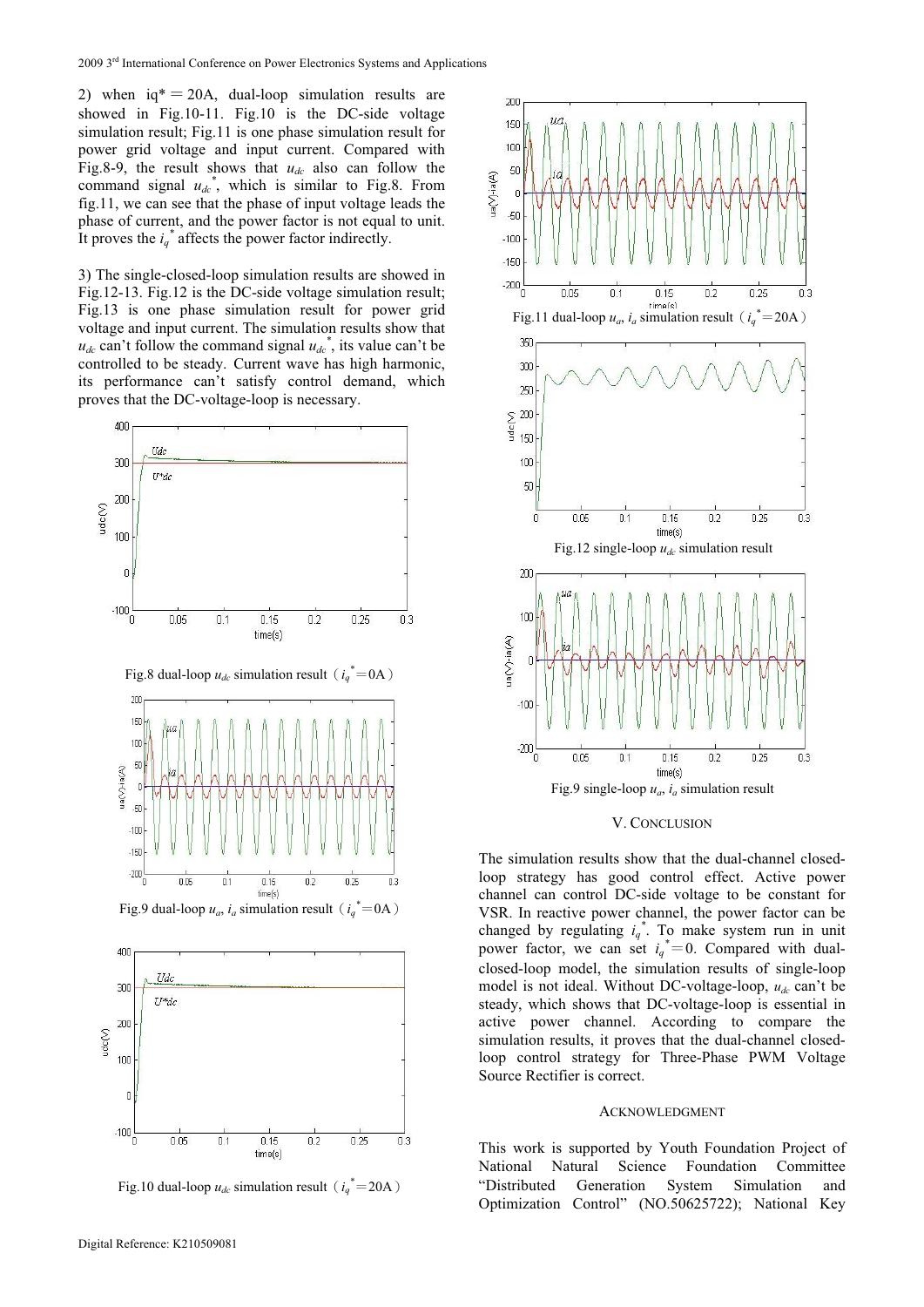2) when iq* = 20A, dual-loop simulation results are showed in Fig.10-11. Fig.10 is the DC-side voltage simulation result; Fig.11 is one phase simulation result for power grid voltage and input current. Compared with Fig.8-9, the result shows that $u_{dc}$ also can follow the command signal $u_{dc}^*$, which is similar to Fig.8. From fig.11, we can see that the phase of input voltage leads the phase of current, and the power factor is not equal to unit. It proves the $i_q^*$ affects the power factor indirectly.

3) The single-closed-loop simulation results are showed in Fig.12-13. Fig.12 is the DC-side voltage simulation result; Fig.13 is one phase simulation result for power grid voltage and input current. The simulation results show that $u_{dc}$ can't follow the command signal $u_{dc}^*$, its value can't be controlled to be steady. Current wave has high harmonic, its performance can't satisfy control demand, which proves that the DC-voltage-loop is necessary.

Fig.8 dual-loop $u_{dc}$ simulation result（$i_q^*$=0A）

Fig.9 dual-loop $u_a$, $i_a$ simulation result（$i_q^*$=0A）

Fig.10 dual-loop $u_{dc}$ simulation result（$i_q^*$=20A）

Fig.11 dual-loop $u_a$, $i_a$ simulation result（$i_q^*$=20A）

Fig.12 single-loop $u_{dc}$ simulation result

Fig.9 single-loop $u_a$, $i_a$ simulation result

## V. CONCLUSION

The simulation results show that the dual-channel closed-loop strategy has good control effect. Active power channel can control DC-side voltage to be constant for VSR. In reactive power channel, the power factor can be changed by regulating $i_q^*$. To make system run in unit power factor, we can set $i_q^*$=0. Compared with dual-closed-loop model, the simulation results of single-loop model is not ideal. Without DC-voltage-loop, $u_{dc}$ can't be steady, which shows that DC-voltage-loop is essential in active power channel. According to compare the simulation results, it proves that the dual-channel closed-loop control strategy for Three-Phase PWM Voltage Source Rectifier is correct.

## ACKNOWLEDGMENT

This work is supported by Youth Foundation Project of National Natural Science Foundation Committee "Distributed Generation System Simulation and Optimization Control" (NO.50625722); National Key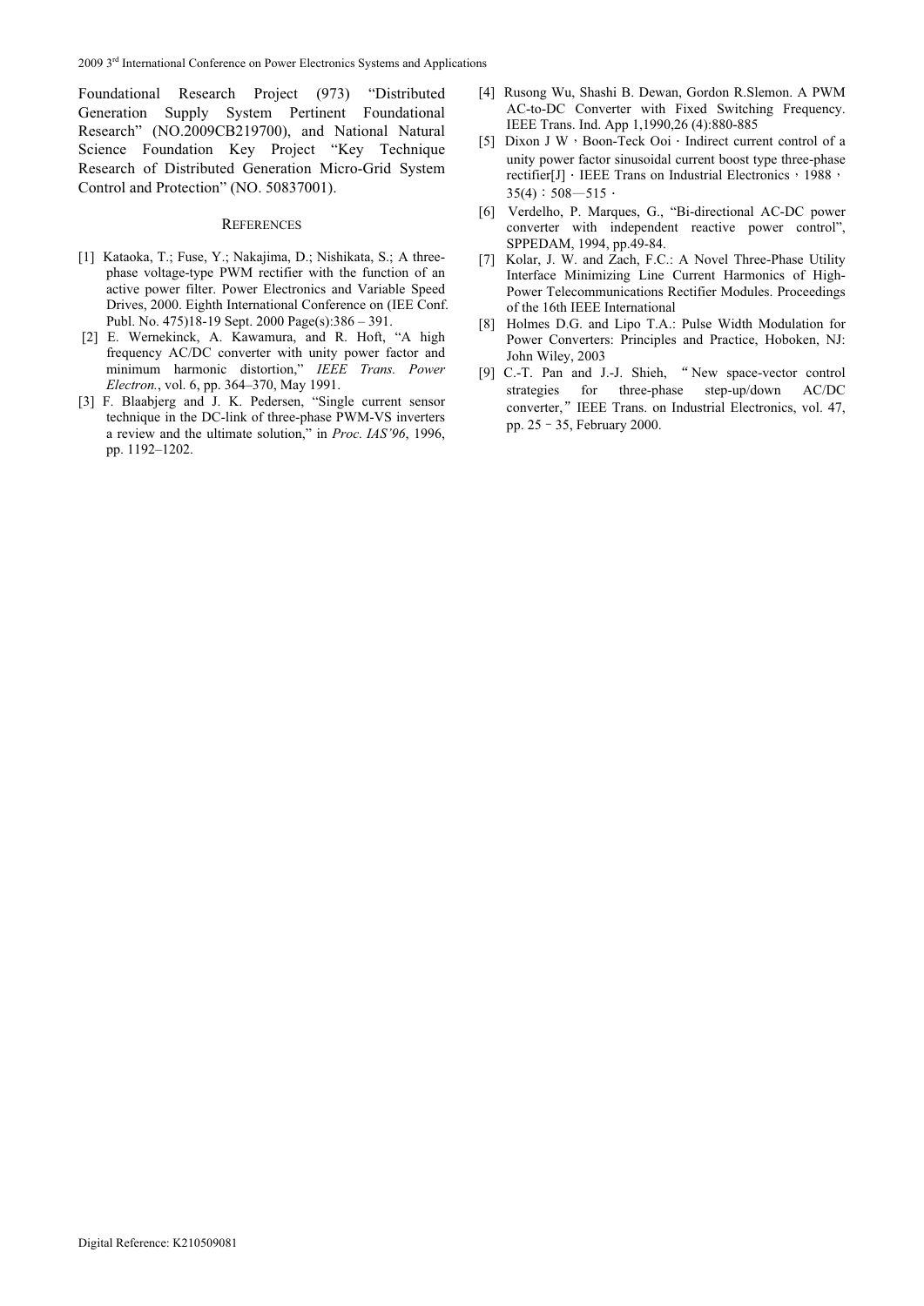Foundational Research Project (973) "Distributed Generation Supply System Pertinent Foundational Research" (NO.2009CB219700), and National Natural Science Foundation Key Project "Key Technique Research of Distributed Generation Micro-Grid System Control and Protection" (NO. 50837001).

## REFERENCES

[1] Kataoka, T.; Fuse, Y.; Nakajima, D.; Nishikata, S.; A three-phase voltage-type PWM rectifier with the function of an active power filter. Power Electronics and Variable Speed Drives, 2000. Eighth International Conference on (IEE Conf. Publ. No. 475)18-19 Sept. 2000 Page(s):386 – 391.

[2] E. Wernekinck, A. Kawamura, and R. Hoft, "A high frequency AC/DC converter with unity power factor and minimum harmonic distortion," *IEEE Trans. Power Electron.*, vol. 6, pp. 364–370, May 1991.

[3] F. Blaabjerg and J. K. Pedersen, "Single current sensor technique in the DC-link of three-phase PWM-VS inverters a review and the ultimate solution," in *Proc. IAS'96*, 1996, pp. 1192–1202.

[4] Rusong Wu, Shashi B. Dewan, Gordon R.Slemon. A PWM AC-to-DC Converter with Fixed Switching Frequency. IEEE Trans. Ind. App 1,1990,26 (4):880-885

[5] Dixon J W，Boon-Teck Ooi．Indirect current control of a unity power factor sinusoidal current boost type three-phase rectifier[J]．IEEE Trans on Industrial Electronics，1988，35(4)：508—515．

[6] Verdelho, P. Marques, G., "Bi-directional AC-DC power converter with independent reactive power control", SPPEDAM, 1994, pp.49-84.

[7] Kolar, J. W. and Zach, F.C.: A Novel Three-Phase Utility Interface Minimizing Line Current Harmonics of High-Power Telecommunications Rectifier Modules. Proceedings of the 16th IEEE International

[8] Holmes D.G. and Lipo T.A.: Pulse Width Modulation for Power Converters: Principles and Practice, Hoboken, NJ: John Wiley, 2003

[9] C.-T. Pan and J.-J. Shieh, "New space-vector control strategies for three-phase step-up/down AC/DC converter," IEEE Trans. on Industrial Electronics, vol. 47, pp. 25 – 35, February 2000.

Digital Reference: K210509081